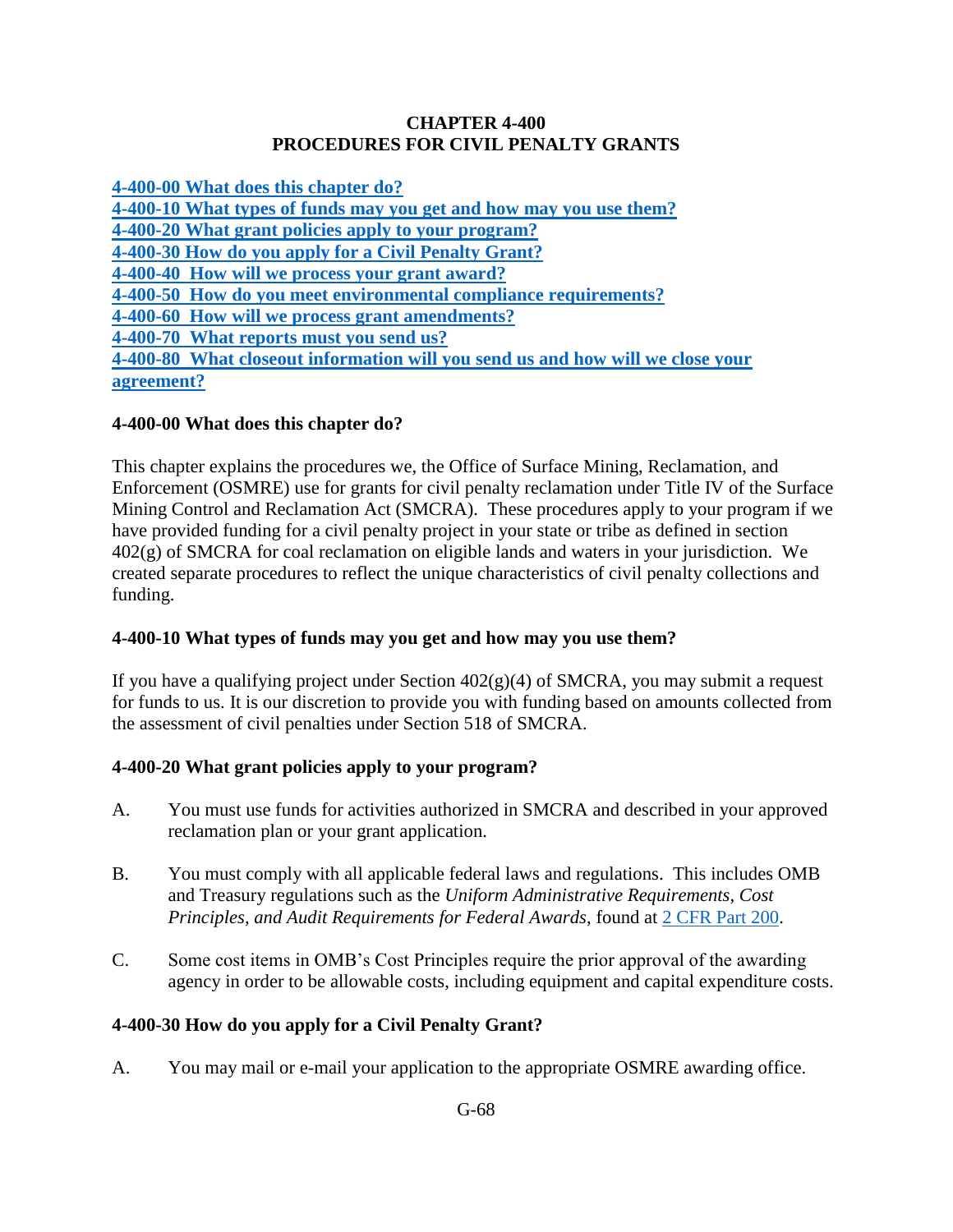# CHAPTER 4-400
# PROCEDURES FOR CIVIL PENALTY GRANTS

[4-400-00 What does this chapter do?](#)
[4-400-10 What types of funds may you get and how may you use them?](#)
[4-400-20 What grant policies apply to your program?](#)
[4-400-30 How do you apply for a Civil Penalty Grant?](#)
[4-400-40 How will we process your grant award?](#)
[4-400-50 How do you meet environmental compliance requirements?](#)
[4-400-60 How will we process grant amendments?](#)
[4-400-70 What reports must you send us?](#)
[4-400-80 What closeout information will you send us and how will we close your agreement?](#)

## 4-400-00 What does this chapter do?

This chapter explains the procedures we, the Office of Surface Mining, Reclamation, and Enforcement (OSMRE) use for grants for civil penalty reclamation under Title IV of the Surface Mining Control and Reclamation Act (SMCRA). These procedures apply to your program if we have provided funding for a civil penalty project in your state or tribe as defined in section 402(g) of SMCRA for coal reclamation on eligible lands and waters in your jurisdiction. We created separate procedures to reflect the unique characteristics of civil penalty collections and funding.

## 4-400-10 What types of funds may you get and how may you use them?

If you have a qualifying project under Section 402(g)(4) of SMCRA, you may submit a request for funds to us. It is our discretion to provide you with funding based on amounts collected from the assessment of civil penalties under Section 518 of SMCRA.

## 4-400-20 What grant policies apply to your program?

A. You must use funds for activities authorized in SMCRA and described in your approved reclamation plan or your grant application.

B. You must comply with all applicable federal laws and regulations. This includes OMB and Treasury regulations such as the *Uniform Administrative Requirements, Cost Principles, and Audit Requirements for Federal Awards*, found at [2 CFR Part 200](#).

C. Some cost items in OMB's Cost Principles require the prior approval of the awarding agency in order to be allowable costs, including equipment and capital expenditure costs.

## 4-400-30 How do you apply for a Civil Penalty Grant?

A. You may mail or e-mail your application to the appropriate OSMRE awarding office.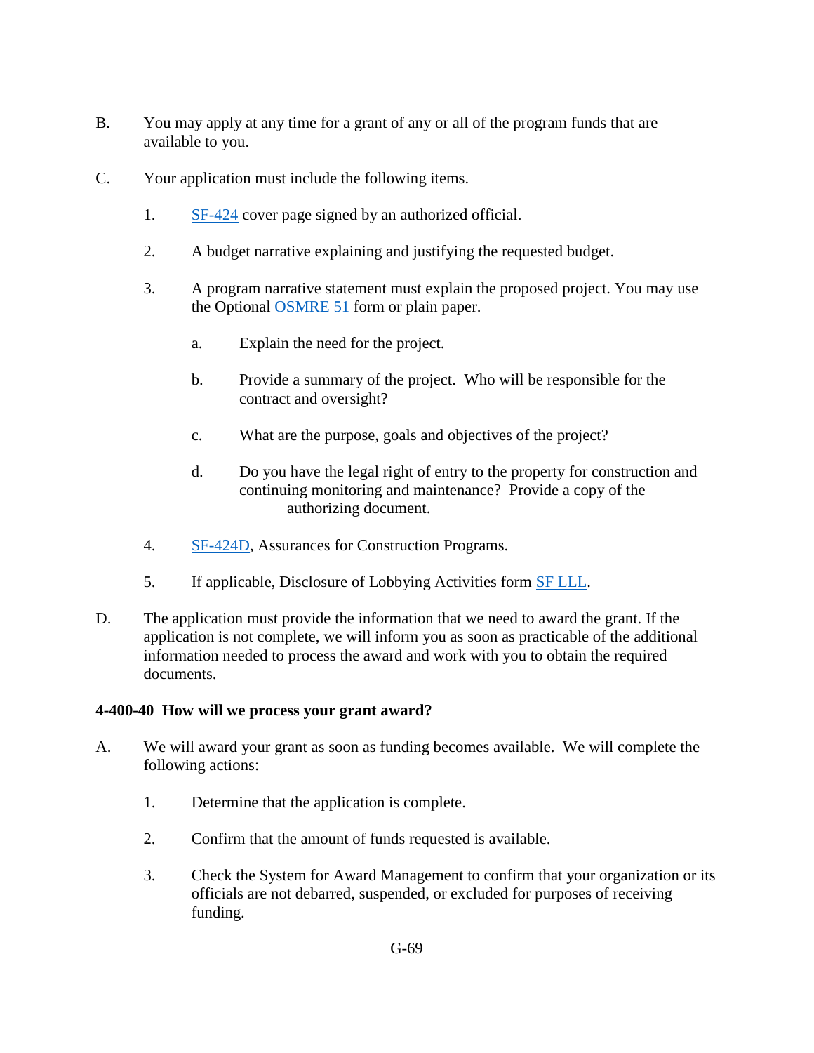B. You may apply at any time for a grant of any or all of the program funds that are available to you.

C. Your application must include the following items.

   1. SF-424 cover page signed by an authorized official.

   2. A budget narrative explaining and justifying the requested budget.

   3. A program narrative statement must explain the proposed project. You may use the Optional OSMRE 51 form or plain paper.

      a. Explain the need for the project.

      b. Provide a summary of the project. Who will be responsible for the contract and oversight?

      c. What are the purpose, goals and objectives of the project?

      d. Do you have the legal right of entry to the property for construction and continuing monitoring and maintenance? Provide a copy of the authorizing document.

   4. SF-424D, Assurances for Construction Programs.

   5. If applicable, Disclosure of Lobbying Activities form SF LLL.

D. The application must provide the information that we need to award the grant. If the application is not complete, we will inform you as soon as practicable of the additional information needed to process the award and work with you to obtain the required documents.

**4-400-40 How will we process your grant award?**

A. We will award your grant as soon as funding becomes available. We will complete the following actions:

   1. Determine that the application is complete.

   2. Confirm that the amount of funds requested is available.

   3. Check the System for Award Management to confirm that your organization or its officials are not debarred, suspended, or excluded for purposes of receiving funding.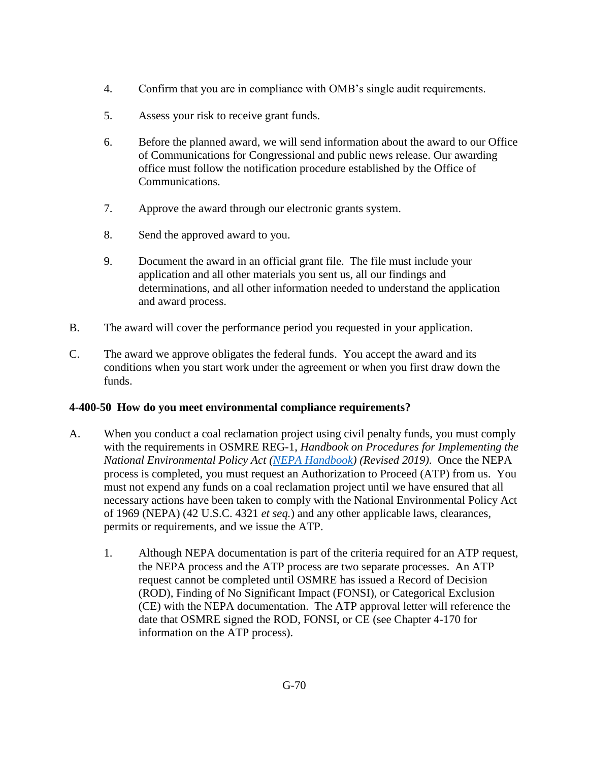4. Confirm that you are in compliance with OMB's single audit requirements.

5. Assess your risk to receive grant funds.

6. Before the planned award, we will send information about the award to our Office of Communications for Congressional and public news release. Our awarding office must follow the notification procedure established by the Office of Communications.

7. Approve the award through our electronic grants system.

8. Send the approved award to you.

9. Document the award in an official grant file. The file must include your application and all other materials you sent us, all our findings and determinations, and all other information needed to understand the application and award process.

B. The award will cover the performance period you requested in your application.

C. The award we approve obligates the federal funds. You accept the award and its conditions when you start work under the agreement or when you first draw down the funds.

**4-400-50 How do you meet environmental compliance requirements?**

A. When you conduct a coal reclamation project using civil penalty funds, you must comply with the requirements in OSMRE REG-1, *Handbook on Procedures for Implementing the National Environmental Policy Act (NEPA Handbook) (Revised 2019).* Once the NEPA process is completed, you must request an Authorization to Proceed (ATP) from us. You must not expend any funds on a coal reclamation project until we have ensured that all necessary actions have been taken to comply with the National Environmental Policy Act of 1969 (NEPA) (42 U.S.C. 4321 *et seq.*) and any other applicable laws, clearances, permits or requirements, and we issue the ATP.

1. Although NEPA documentation is part of the criteria required for an ATP request, the NEPA process and the ATP process are two separate processes. An ATP request cannot be completed until OSMRE has issued a Record of Decision (ROD), Finding of No Significant Impact (FONSI), or Categorical Exclusion (CE) with the NEPA documentation. The ATP approval letter will reference the date that OSMRE signed the ROD, FONSI, or CE (see Chapter 4-170 for information on the ATP process).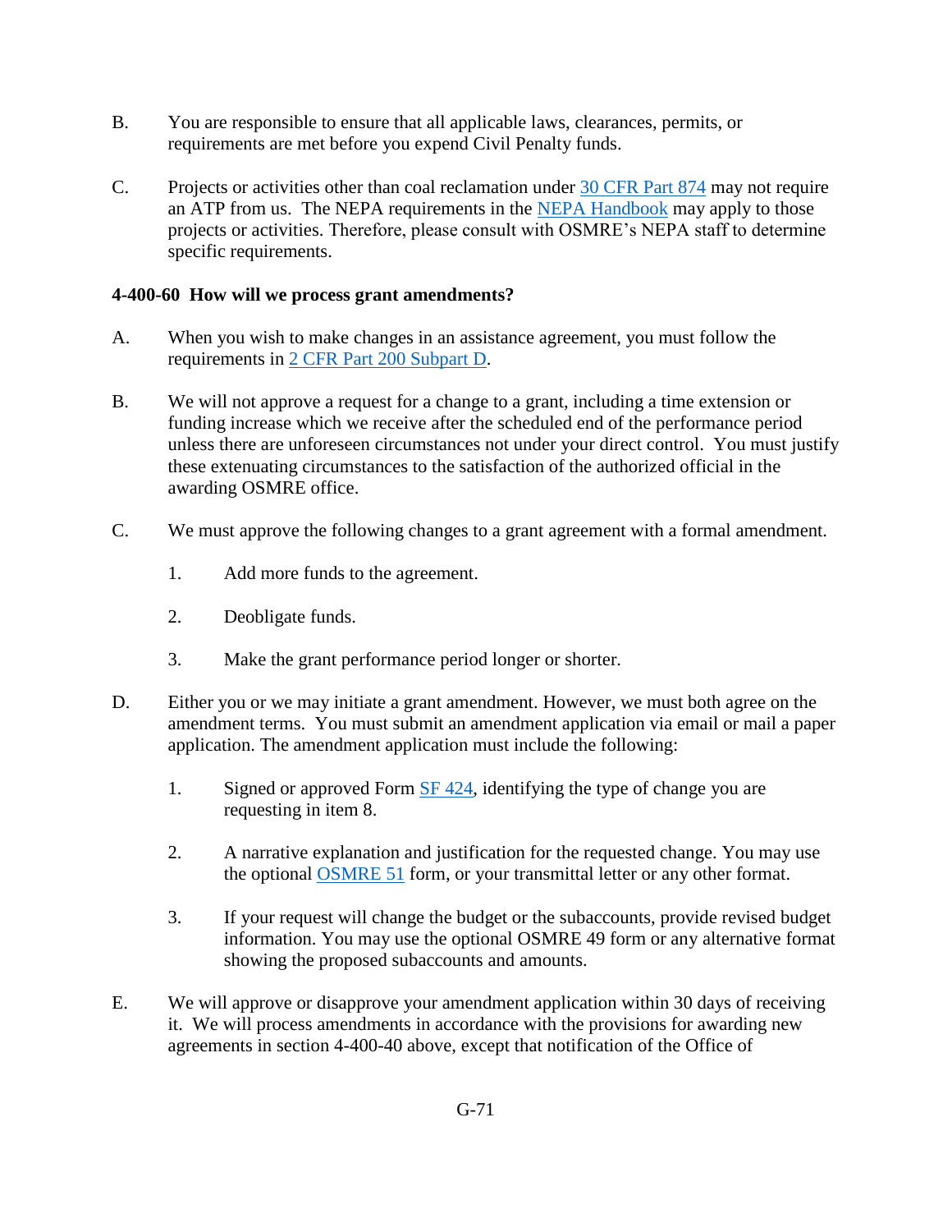B. You are responsible to ensure that all applicable laws, clearances, permits, or requirements are met before you expend Civil Penalty funds.

C. Projects or activities other than coal reclamation under 30 CFR Part 874 may not require an ATP from us. The NEPA requirements in the NEPA Handbook may apply to those projects or activities. Therefore, please consult with OSMRE's NEPA staff to determine specific requirements.

**4-400-60 How will we process grant amendments?**

A. When you wish to make changes in an assistance agreement, you must follow the requirements in 2 CFR Part 200 Subpart D.

B. We will not approve a request for a change to a grant, including a time extension or funding increase which we receive after the scheduled end of the performance period unless there are unforeseen circumstances not under your direct control. You must justify these extenuating circumstances to the satisfaction of the authorized official in the awarding OSMRE office.

C. We must approve the following changes to a grant agreement with a formal amendment.

   1. Add more funds to the agreement.

   2. Deobligate funds.

   3. Make the grant performance period longer or shorter.

D. Either you or we may initiate a grant amendment. However, we must both agree on the amendment terms. You must submit an amendment application via email or mail a paper application. The amendment application must include the following:

   1. Signed or approved Form SF 424, identifying the type of change you are requesting in item 8.

   2. A narrative explanation and justification for the requested change. You may use the optional OSMRE 51 form, or your transmittal letter or any other format.

   3. If your request will change the budget or the subaccounts, provide revised budget information. You may use the optional OSMRE 49 form or any alternative format showing the proposed subaccounts and amounts.

E. We will approve or disapprove your amendment application within 30 days of receiving it. We will process amendments in accordance with the provisions for awarding new agreements in section 4-400-40 above, except that notification of the Office of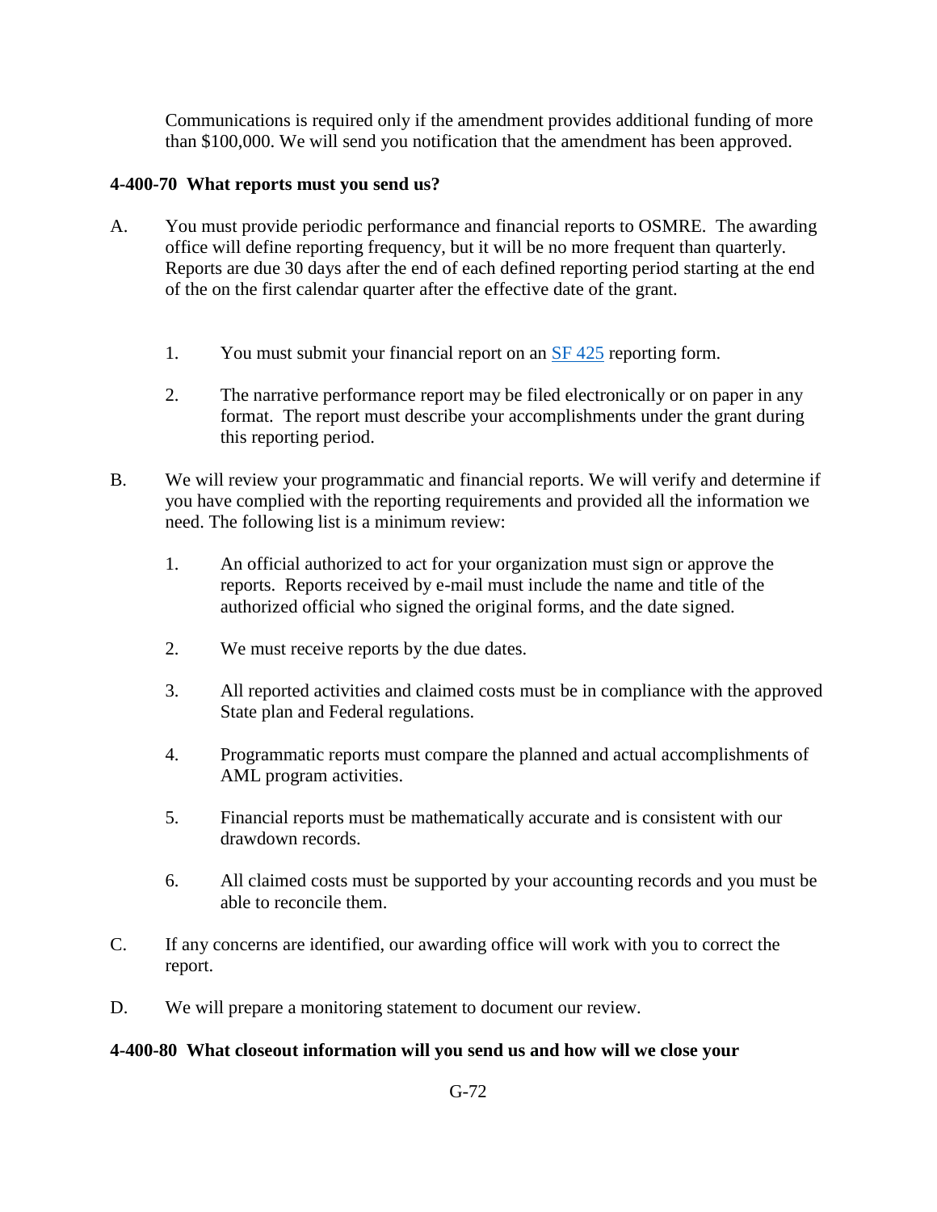Communications is required only if the amendment provides additional funding of more than $100,000. We will send you notification that the amendment has been approved.

**4-400-70 What reports must you send us?**

A. You must provide periodic performance and financial reports to OSMRE. The awarding office will define reporting frequency, but it will be no more frequent than quarterly. Reports are due 30 days after the end of each defined reporting period starting at the end of the on the first calendar quarter after the effective date of the grant.

   1. You must submit your financial report on an [SF 425](SF 425) reporting form.

   2. The narrative performance report may be filed electronically or on paper in any format. The report must describe your accomplishments under the grant during this reporting period.

B. We will review your programmatic and financial reports. We will verify and determine if you have complied with the reporting requirements and provided all the information we need. The following list is a minimum review:

   1. An official authorized to act for your organization must sign or approve the reports. Reports received by e-mail must include the name and title of the authorized official who signed the original forms, and the date signed.

   2. We must receive reports by the due dates.

   3. All reported activities and claimed costs must be in compliance with the approved State plan and Federal regulations.

   4. Programmatic reports must compare the planned and actual accomplishments of AML program activities.

   5. Financial reports must be mathematically accurate and is consistent with our drawdown records.

   6. All claimed costs must be supported by your accounting records and you must be able to reconcile them.

C. If any concerns are identified, our awarding office will work with you to correct the report.

D. We will prepare a monitoring statement to document our review.

**4-400-80 What closeout information will you send us and how will we close your**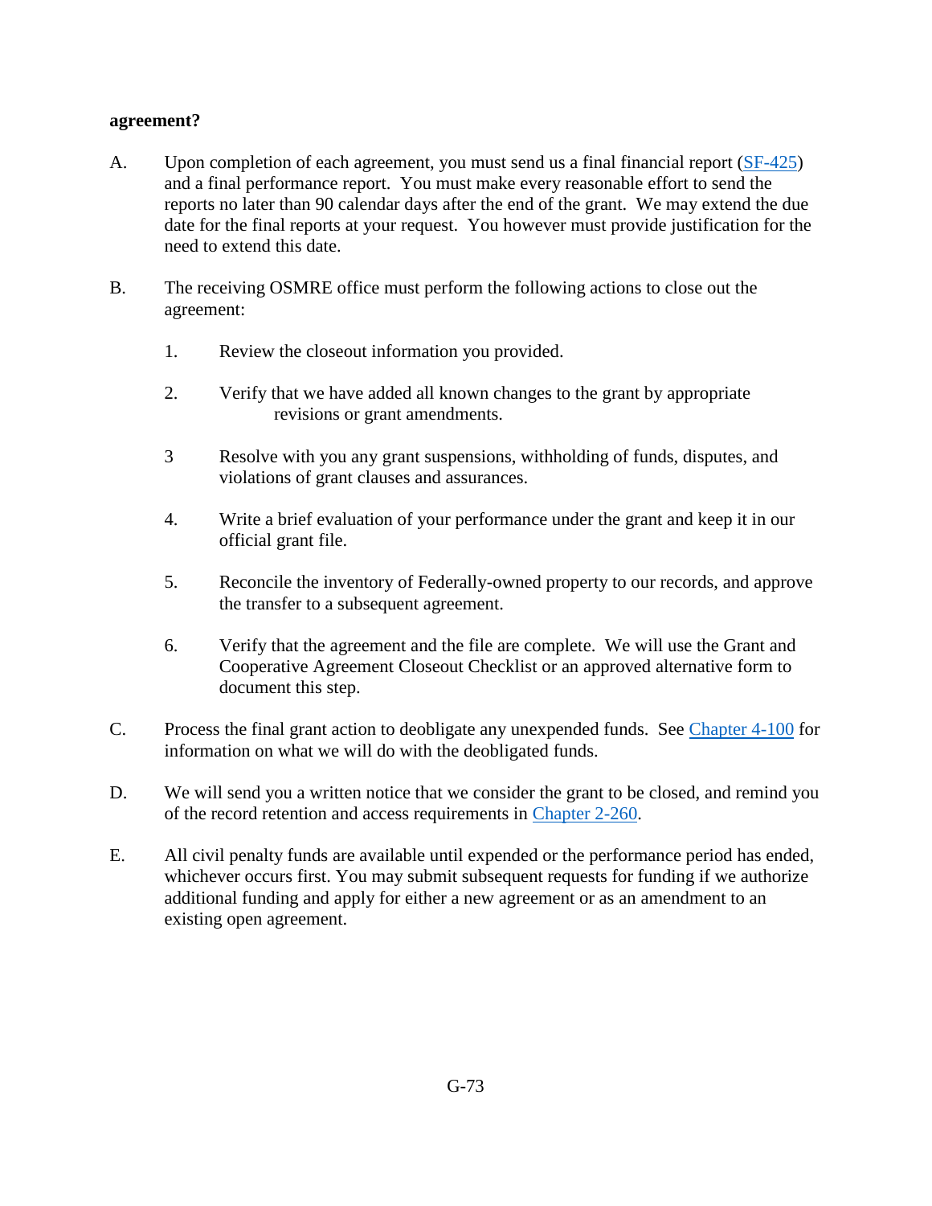**agreement?**

A. Upon completion of each agreement, you must send us a final financial report (SF-425) and a final performance report. You must make every reasonable effort to send the reports no later than 90 calendar days after the end of the grant. We may extend the due date for the final reports at your request. You however must provide justification for the need to extend this date.

B. The receiving OSMRE office must perform the following actions to close out the agreement:

   1. Review the closeout information you provided.

   2. Verify that we have added all known changes to the grant by appropriate revisions or grant amendments.

   3 Resolve with you any grant suspensions, withholding of funds, disputes, and violations of grant clauses and assurances.

   4. Write a brief evaluation of your performance under the grant and keep it in our official grant file.

   5. Reconcile the inventory of Federally-owned property to our records, and approve the transfer to a subsequent agreement.

   6. Verify that the agreement and the file are complete. We will use the Grant and Cooperative Agreement Closeout Checklist or an approved alternative form to document this step.

C. Process the final grant action to deobligate any unexpended funds. See Chapter 4-100 for information on what we will do with the deobligated funds.

D. We will send you a written notice that we consider the grant to be closed, and remind you of the record retention and access requirements in Chapter 2-260.

E. All civil penalty funds are available until expended or the performance period has ended, whichever occurs first. You may submit subsequent requests for funding if we authorize additional funding and apply for either a new agreement or as an amendment to an existing open agreement.